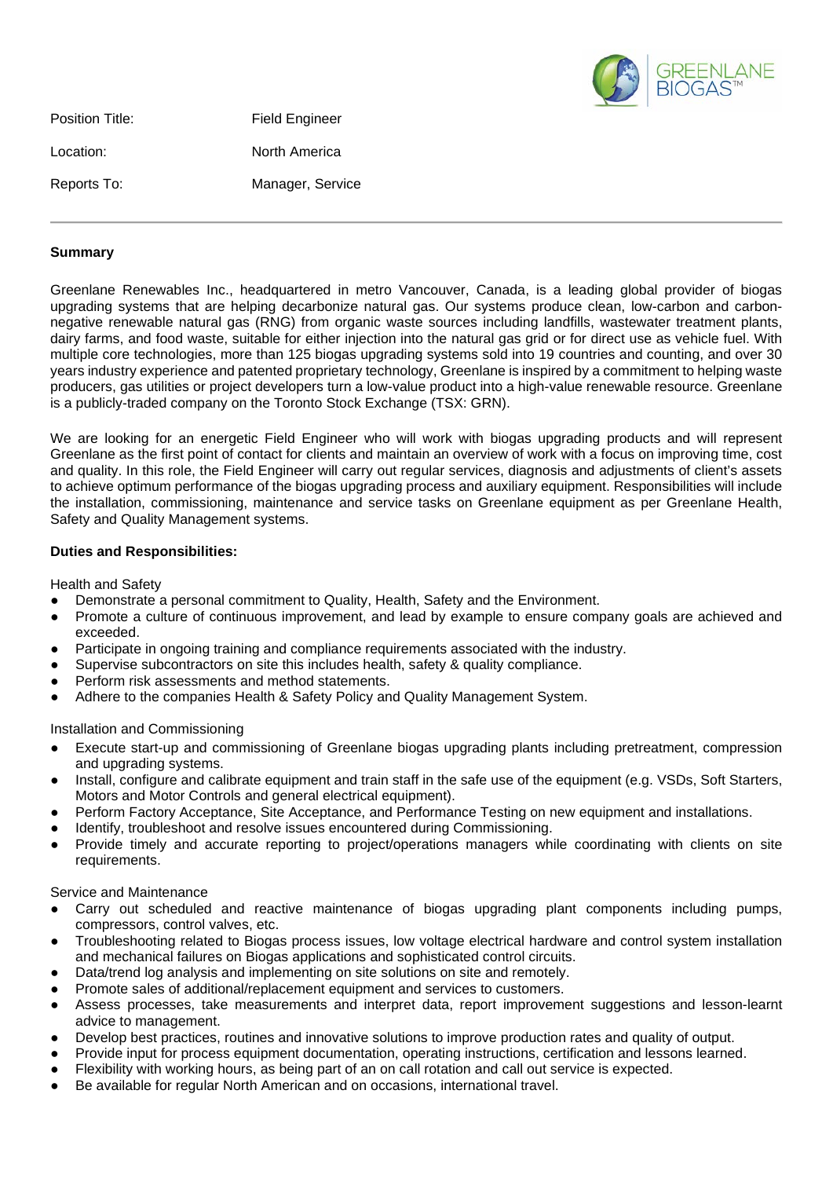Position Title: Field Engineer

Location: North America

Reports To: Manager, Service

---

**Summary**

Greenlane Renewables Inc., headquartered in metro Vancouver, Canada, is a leading global provider of biogas upgrading systems that are helping decarbonize natural gas. Our systems produce clean, low-carbon and carbon-negative renewable natural gas (RNG) from organic waste sources including landfills, wastewater treatment plants, dairy farms, and food waste, suitable for either injection into the natural gas grid or for direct use as vehicle fuel. With multiple core technologies, more than 125 biogas upgrading systems sold into 19 countries and counting, and over 30 years industry experience and patented proprietary technology, Greenlane is inspired by a commitment to helping waste producers, gas utilities or project developers turn a low-value product into a high-value renewable resource. Greenlane is a publicly-traded company on the Toronto Stock Exchange (TSX: GRN).

We are looking for an energetic Field Engineer who will work with biogas upgrading products and will represent Greenlane as the first point of contact for clients and maintain an overview of work with a focus on improving time, cost and quality. In this role, the Field Engineer will carry out regular services, diagnosis and adjustments of client's assets to achieve optimum performance of the biogas upgrading process and auxiliary equipment. Responsibilities will include the installation, commissioning, maintenance and service tasks on Greenlane equipment as per Greenlane Health, Safety and Quality Management systems.

**Duties and Responsibilities:**

Health and Safety

- Demonstrate a personal commitment to Quality, Health, Safety and the Environment.
- Promote a culture of continuous improvement, and lead by example to ensure company goals are achieved and exceeded.
- Participate in ongoing training and compliance requirements associated with the industry.
- Supervise subcontractors on site this includes health, safety & quality compliance.
- Perform risk assessments and method statements.
- Adhere to the companies Health & Safety Policy and Quality Management System.

Installation and Commissioning

- Execute start-up and commissioning of Greenlane biogas upgrading plants including pretreatment, compression and upgrading systems.
- Install, configure and calibrate equipment and train staff in the safe use of the equipment (e.g. VSDs, Soft Starters, Motors and Motor Controls and general electrical equipment).
- Perform Factory Acceptance, Site Acceptance, and Performance Testing on new equipment and installations.
- Identify, troubleshoot and resolve issues encountered during Commissioning.
- Provide timely and accurate reporting to project/operations managers while coordinating with clients on site requirements.

Service and Maintenance

- Carry out scheduled and reactive maintenance of biogas upgrading plant components including pumps, compressors, control valves, etc.
- Troubleshooting related to Biogas process issues, low voltage electrical hardware and control system installation and mechanical failures on Biogas applications and sophisticated control circuits.
- Data/trend log analysis and implementing on site solutions on site and remotely.
- Promote sales of additional/replacement equipment and services to customers.
- Assess processes, take measurements and interpret data, report improvement suggestions and lesson-learnt advice to management.
- Develop best practices, routines and innovative solutions to improve production rates and quality of output.
- Provide input for process equipment documentation, operating instructions, certification and lessons learned.
- Flexibility with working hours, as being part of an on call rotation and call out service is expected.
- Be available for regular North American and on occasions, international travel.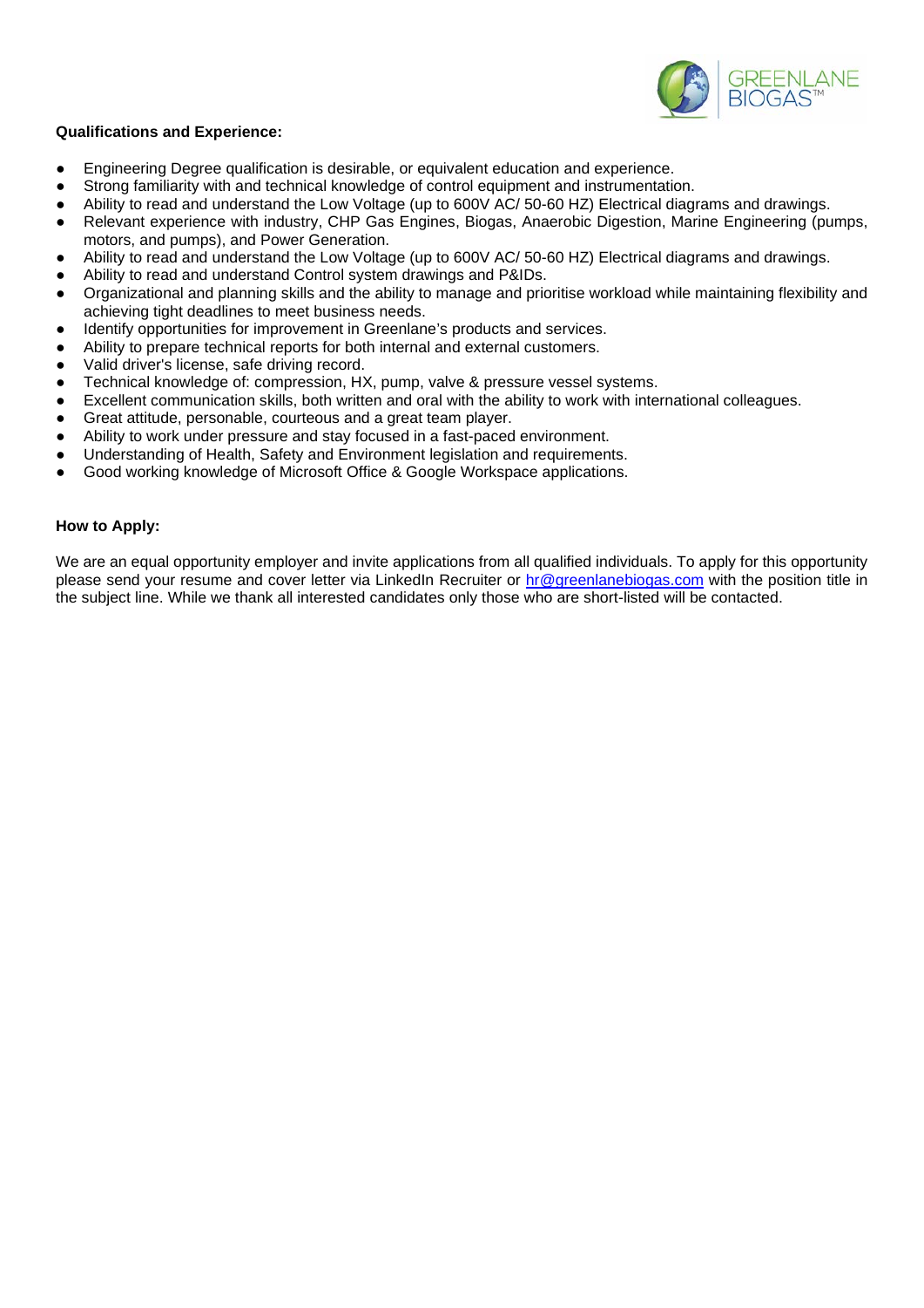**Qualifications and Experience:**

- Engineering Degree qualification is desirable, or equivalent education and experience.
- Strong familiarity with and technical knowledge of control equipment and instrumentation.
- Ability to read and understand the Low Voltage (up to 600V AC/ 50-60 HZ) Electrical diagrams and drawings.
- Relevant experience with industry, CHP Gas Engines, Biogas, Anaerobic Digestion, Marine Engineering (pumps, motors, and pumps), and Power Generation.
- Ability to read and understand the Low Voltage (up to 600V AC/ 50-60 HZ) Electrical diagrams and drawings.
- Ability to read and understand Control system drawings and P&IDs.
- Organizational and planning skills and the ability to manage and prioritise workload while maintaining flexibility and achieving tight deadlines to meet business needs.
- Identify opportunities for improvement in Greenlane's products and services.
- Ability to prepare technical reports for both internal and external customers.
- Valid driver's license, safe driving record.
- Technical knowledge of: compression, HX, pump, valve & pressure vessel systems.
- Excellent communication skills, both written and oral with the ability to work with international colleagues.
- Great attitude, personable, courteous and a great team player.
- Ability to work under pressure and stay focused in a fast-paced environment.
- Understanding of Health, Safety and Environment legislation and requirements.
- Good working knowledge of Microsoft Office & Google Workspace applications.

**How to Apply:**

We are an equal opportunity employer and invite applications from all qualified individuals. To apply for this opportunity please send your resume and cover letter via LinkedIn Recruiter or hr@greenlanebiogas.com with the position title in the subject line. While we thank all interested candidates only those who are short-listed will be contacted.